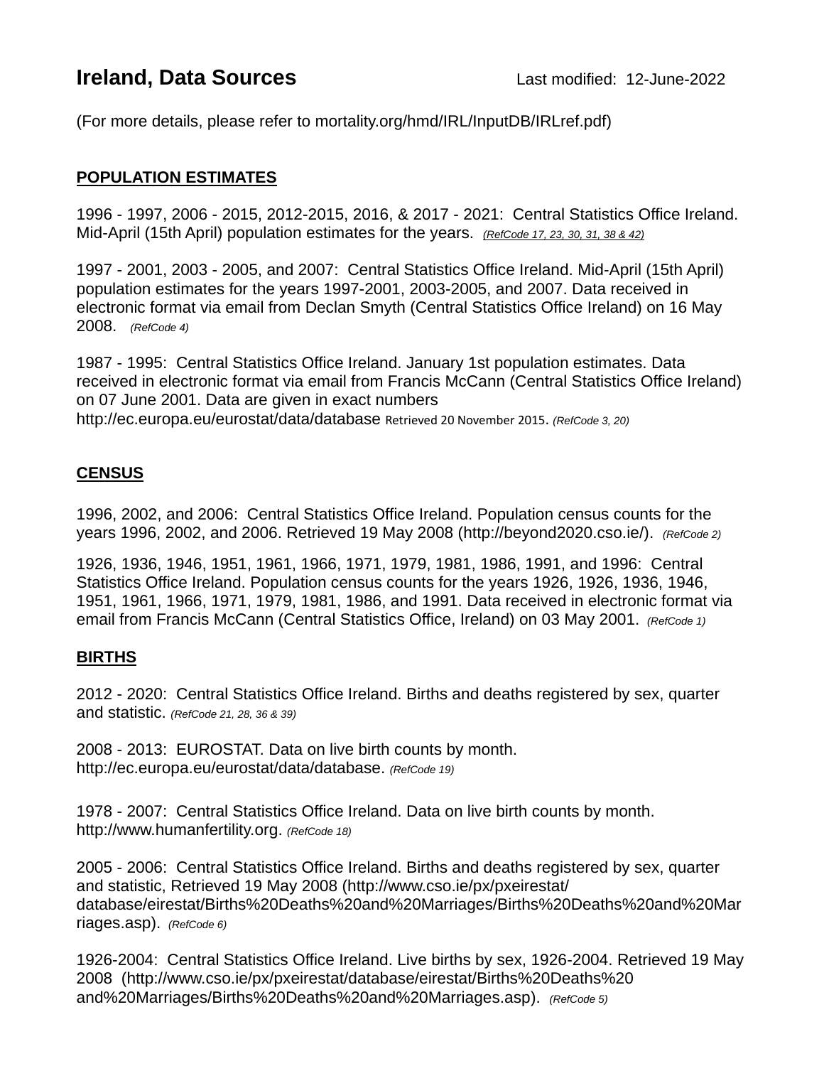# Ireland, Data Sources

Last modified: 12-June-2022

(For more details, please refer to mortality.org/hmd/IRL/InputDB/IRLref.pdf)

## POPULATION ESTIMATES

1996 - 1997, 2006 - 2015, 2012-2015, 2016, & 2017 - 2021: Central Statistics Office Ireland. Mid-April (15th April) population estimates for the years. *(RefCode 17, 23, 30, 31, 38 & 42)*

1997 - 2001, 2003 - 2005, and 2007: Central Statistics Office Ireland. Mid-April (15th April) population estimates for the years 1997-2001, 2003-2005, and 2007. Data received in electronic format via email from Declan Smyth (Central Statistics Office Ireland) on 16 May 2008. *(RefCode 4)*

1987 - 1995: Central Statistics Office Ireland. January 1st population estimates. Data received in electronic format via email from Francis McCann (Central Statistics Office Ireland) on 07 June 2001. Data are given in exact numbers http://ec.europa.eu/eurostat/data/database Retrieved 20 November 2015. *(RefCode 3, 20)*

## CENSUS

1996, 2002, and 2006: Central Statistics Office Ireland. Population census counts for the years 1996, 2002, and 2006. Retrieved 19 May 2008 (http://beyond2020.cso.ie/). *(RefCode 2)*

1926, 1936, 1946, 1951, 1961, 1966, 1971, 1979, 1981, 1986, 1991, and 1996: Central Statistics Office Ireland. Population census counts for the years 1926, 1926, 1936, 1946, 1951, 1961, 1966, 1971, 1979, 1981, 1986, and 1991. Data received in electronic format via email from Francis McCann (Central Statistics Office, Ireland) on 03 May 2001. *(RefCode 1)*

## BIRTHS

2012 - 2020: Central Statistics Office Ireland. Births and deaths registered by sex, quarter and statistic. *(RefCode 21, 28, 36 & 39)*

2008 - 2013: EUROSTAT. Data on live birth counts by month. http://ec.europa.eu/eurostat/data/database. *(RefCode 19)*

1978 - 2007: Central Statistics Office Ireland. Data on live birth counts by month. http://www.humanfertility.org. *(RefCode 18)*

2005 - 2006: Central Statistics Office Ireland. Births and deaths registered by sex, quarter and statistic, Retrieved 19 May 2008 (http://www.cso.ie/px/pxeirestat/database/eirestat/Births%20Deaths%20and%20Marriages/Births%20Deaths%20and%20Marriages.asp). *(RefCode 6)*

1926-2004: Central Statistics Office Ireland. Live births by sex, 1926-2004. Retrieved 19 May 2008 (http://www.cso.ie/px/pxeirestat/database/eirestat/Births%20Deaths%20and%20Marriages/Births%20Deaths%20and%20Marriages.asp). *(RefCode 5)*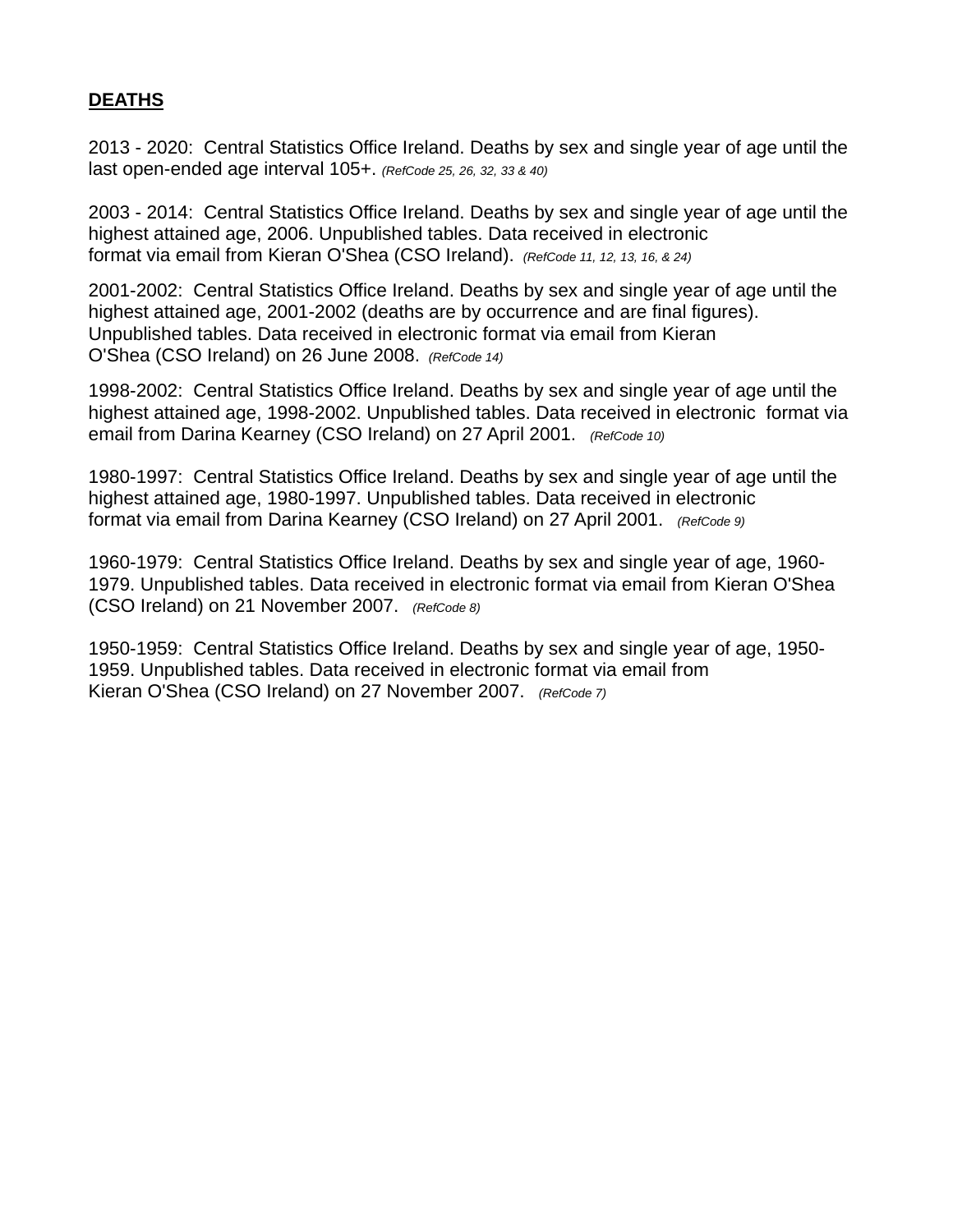**DEATHS**

2013 - 2020: Central Statistics Office Ireland. Deaths by sex and single year of age until the last open-ended age interval 105+. *(RefCode 25, 26, 32, 33 & 40)*

2003 - 2014: Central Statistics Office Ireland. Deaths by sex and single year of age until the highest attained age, 2006. Unpublished tables. Data received in electronic format via email from Kieran O'Shea (CSO Ireland). *(RefCode 11, 12, 13, 16, & 24)*

2001-2002: Central Statistics Office Ireland. Deaths by sex and single year of age until the highest attained age, 2001-2002 (deaths are by occurrence and are final figures). Unpublished tables. Data received in electronic format via email from Kieran O'Shea (CSO Ireland) on 26 June 2008. *(RefCode 14)*

1998-2002: Central Statistics Office Ireland. Deaths by sex and single year of age until the highest attained age, 1998-2002. Unpublished tables. Data received in electronic format via email from Darina Kearney (CSO Ireland) on 27 April 2001. *(RefCode 10)*

1980-1997: Central Statistics Office Ireland. Deaths by sex and single year of age until the highest attained age, 1980-1997. Unpublished tables. Data received in electronic format via email from Darina Kearney (CSO Ireland) on 27 April 2001. *(RefCode 9)*

1960-1979: Central Statistics Office Ireland. Deaths by sex and single year of age, 1960-1979. Unpublished tables. Data received in electronic format via email from Kieran O'Shea (CSO Ireland) on 21 November 2007. *(RefCode 8)*

1950-1959: Central Statistics Office Ireland. Deaths by sex and single year of age, 1950-1959. Unpublished tables. Data received in electronic format via email from Kieran O'Shea (CSO Ireland) on 27 November 2007. *(RefCode 7)*